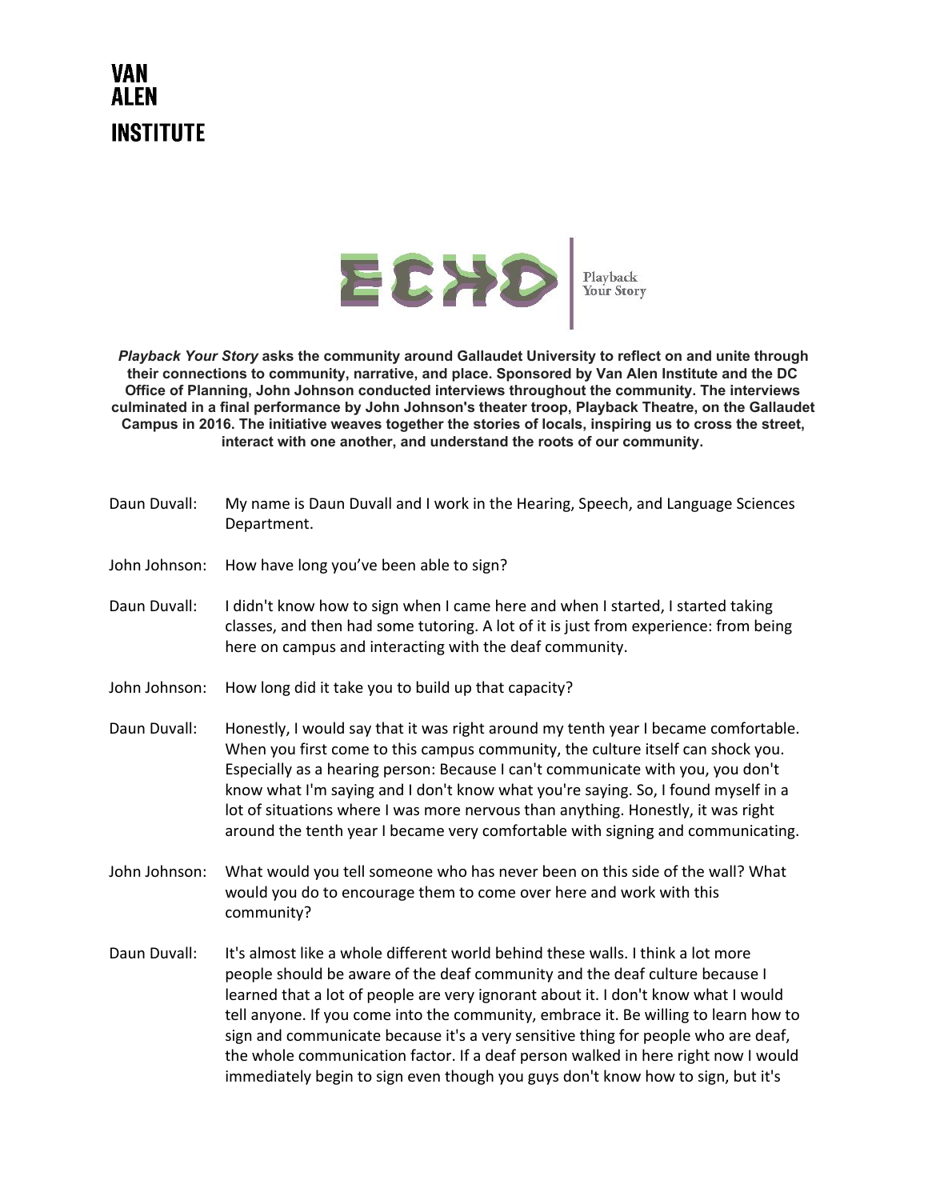# VAN ALEN INSTITUTE

ECHO | Playback Your Story

***Playback Your Story*** **asks the community around Gallaudet University to reflect on and unite through their connections to community, narrative, and place. Sponsored by Van Alen Institute and the DC Office of Planning, John Johnson conducted interviews throughout the community. The interviews culminated in a final performance by John Johnson's theater troop, Playback Theatre, on the Gallaudet Campus in 2016. The initiative weaves together the stories of locals, inspiring us to cross the street, interact with one another, and understand the roots of our community.**

Daun Duvall: My name is Daun Duvall and I work in the Hearing, Speech, and Language Sciences Department.

John Johnson: How have long you've been able to sign?

Daun Duvall: I didn't know how to sign when I came here and when I started, I started taking classes, and then had some tutoring. A lot of it is just from experience: from being here on campus and interacting with the deaf community.

John Johnson: How long did it take you to build up that capacity?

Daun Duvall: Honestly, I would say that it was right around my tenth year I became comfortable. When you first come to this campus community, the culture itself can shock you. Especially as a hearing person: Because I can't communicate with you, you don't know what I'm saying and I don't know what you're saying. So, I found myself in a lot of situations where I was more nervous than anything. Honestly, it was right around the tenth year I became very comfortable with signing and communicating.

John Johnson: What would you tell someone who has never been on this side of the wall? What would you do to encourage them to come over here and work with this community?

Daun Duvall: It's almost like a whole different world behind these walls. I think a lot more people should be aware of the deaf community and the deaf culture because I learned that a lot of people are very ignorant about it. I don't know what I would tell anyone. If you come into the community, embrace it. Be willing to learn how to sign and communicate because it's a very sensitive thing for people who are deaf, the whole communication factor. If a deaf person walked in here right now I would immediately begin to sign even though you guys don't know how to sign, but it's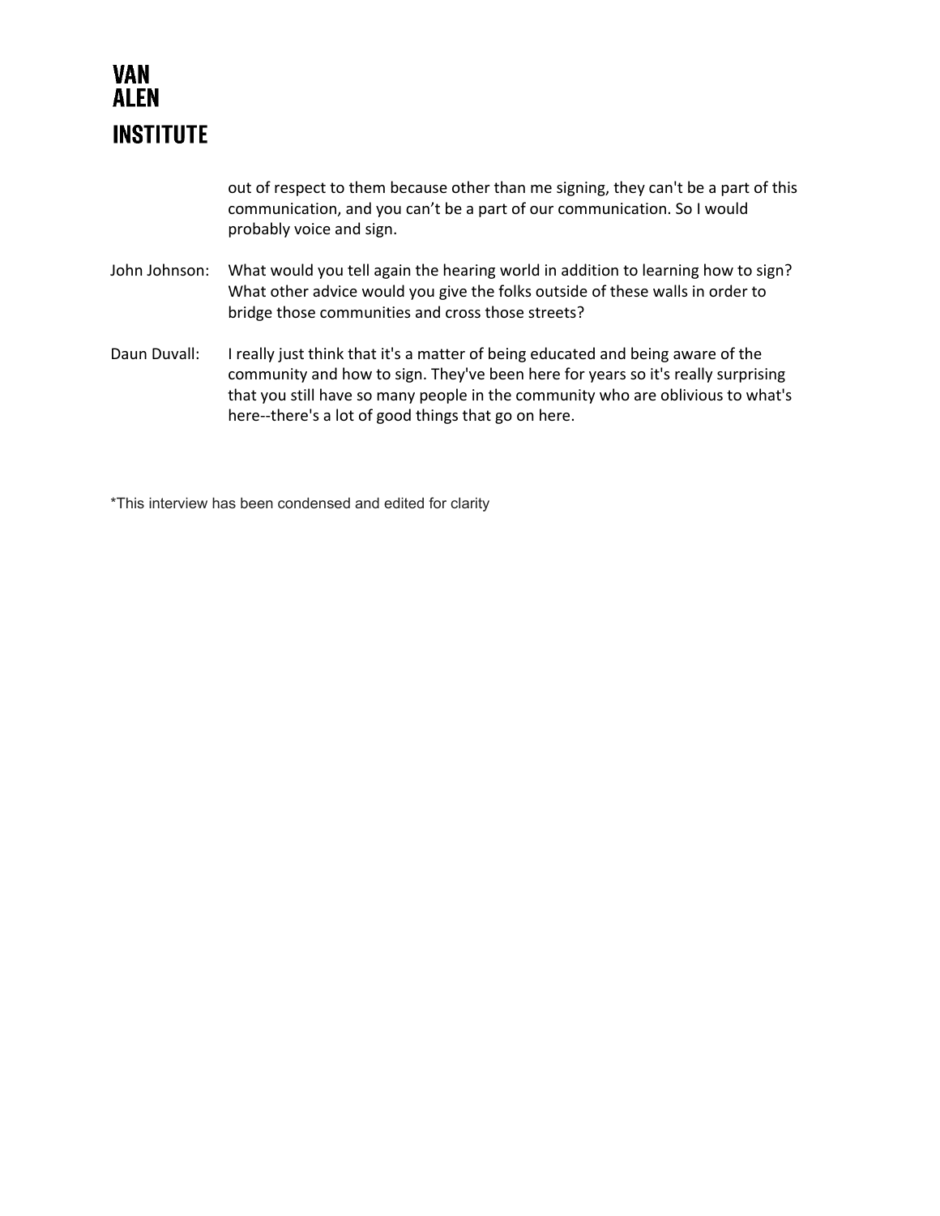out of respect to them because other than me signing, they can't be a part of this communication, and you can't be a part of our communication. So I would probably voice and sign.

John Johnson: What would you tell again the hearing world in addition to learning how to sign? What other advice would you give the folks outside of these walls in order to bridge those communities and cross those streets?

Daun Duvall: I really just think that it's a matter of being educated and being aware of the community and how to sign. They've been here for years so it's really surprising that you still have so many people in the community who are oblivious to what's here--there's a lot of good things that go on here.

*This interview has been condensed and edited for clarity